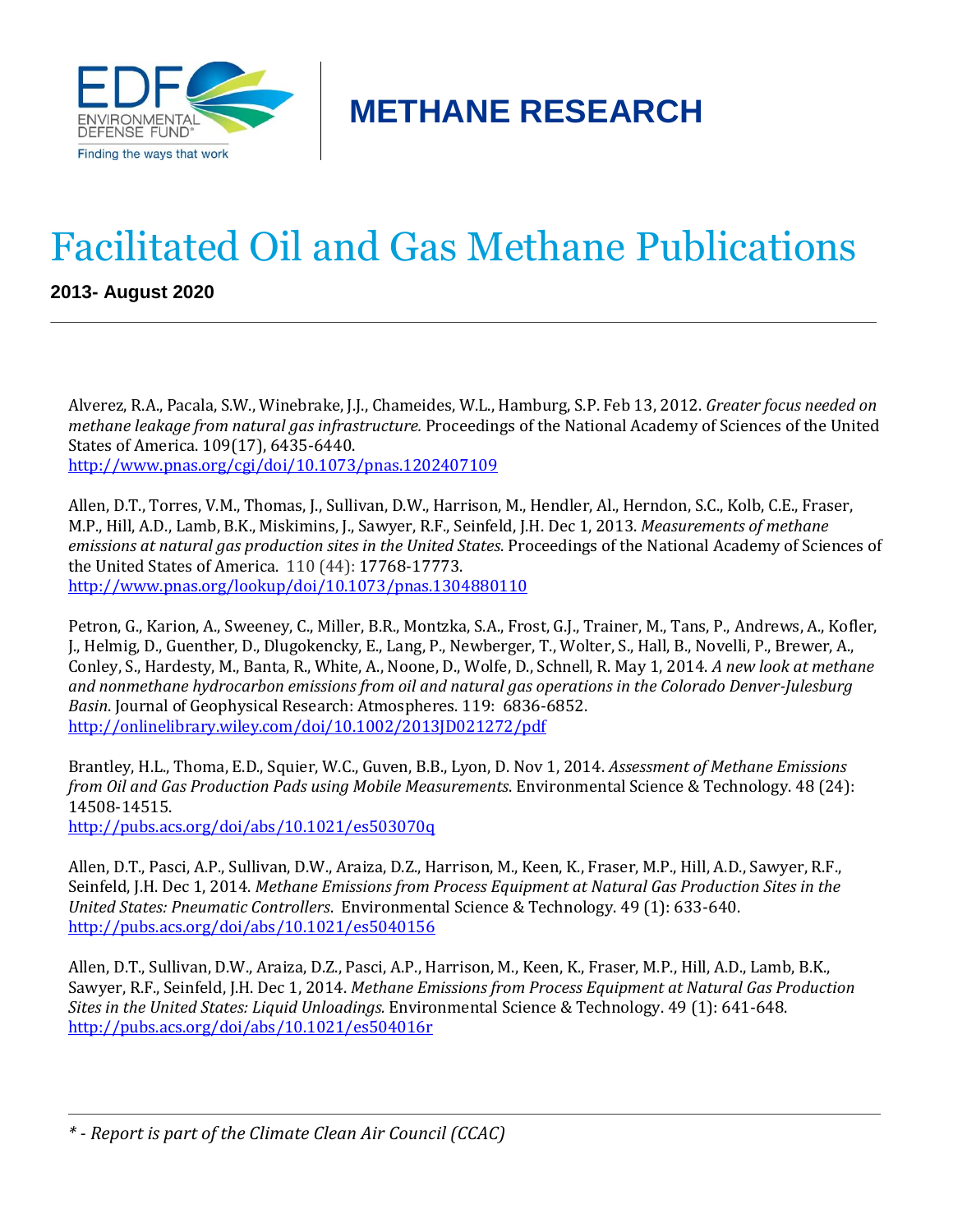EDF ENVIRONMENTAL DEFENSE FUND® Finding the ways that work

**METHANE RESEARCH**

# Facilitated Oil and Gas Methane Publications

**2013- August 2020**

---

Alverez, R.A., Pacala, S.W., Winebrake, J.J., Chameides, W.L., Hamburg, S.P. Feb 13, 2012. *Greater focus needed on methane leakage from natural gas infrastructure.* Proceedings of the National Academy of Sciences of the United States of America. 109(17), 6435-6440.
http://www.pnas.org/cgi/doi/10.1073/pnas.1202407109

Allen, D.T., Torres, V.M., Thomas, J., Sullivan, D.W., Harrison, M., Hendler, Al., Herndon, S.C., Kolb, C.E., Fraser, M.P., Hill, A.D., Lamb, B.K., Miskimins, J., Sawyer, R.F., Seinfeld, J.H. Dec 1, 2013. *Measurements of methane emissions at natural gas production sites in the United States*. Proceedings of the National Academy of Sciences of the United States of America. 110 (44): 17768-17773.
http://www.pnas.org/lookup/doi/10.1073/pnas.1304880110

Petron, G., Karion, A., Sweeney, C., Miller, B.R., Montzka, S.A., Frost, G.J., Trainer, M., Tans, P., Andrews, A., Kofler, J., Helmig, D., Guenther, D., Dlugokencky, E., Lang, P., Newberger, T., Wolter, S., Hall, B., Novelli, P., Brewer, A., Conley, S., Hardesty, M., Banta, R., White, A., Noone, D., Wolfe, D., Schnell, R. May 1, 2014. *A new look at methane and nonmethane hydrocarbon emissions from oil and natural gas operations in the Colorado Denver-Julesburg Basin*. Journal of Geophysical Research: Atmospheres. 119: 6836-6852.
http://onlinelibrary.wiley.com/doi/10.1002/2013JD021272/pdf

Brantley, H.L., Thoma, E.D., Squier, W.C., Guven, B.B., Lyon, D. Nov 1, 2014. *Assessment of Methane Emissions from Oil and Gas Production Pads using Mobile Measurements*. Environmental Science & Technology. 48 (24): 14508-14515.
http://pubs.acs.org/doi/abs/10.1021/es503070q

Allen, D.T., Pasci, A.P., Sullivan, D.W., Araiza, D.Z., Harrison, M., Keen, K., Fraser, M.P., Hill, A.D., Sawyer, R.F., Seinfeld, J.H. Dec 1, 2014. *Methane Emissions from Process Equipment at Natural Gas Production Sites in the United States: Pneumatic Controllers*. Environmental Science & Technology. 49 (1): 633-640.
http://pubs.acs.org/doi/abs/10.1021/es5040156

Allen, D.T., Sullivan, D.W., Araiza, D.Z., Pasci, A.P., Harrison, M., Keen, K., Fraser, M.P., Hill, A.D., Lamb, B.K., Sawyer, R.F., Seinfeld, J.H. Dec 1, 2014. *Methane Emissions from Process Equipment at Natural Gas Production Sites in the United States: Liquid Unloadings.* Environmental Science & Technology. 49 (1): 641-648.
http://pubs.acs.org/doi/abs/10.1021/es504016r

---

*\* - Report is part of the Climate Clean Air Council (CCAC)*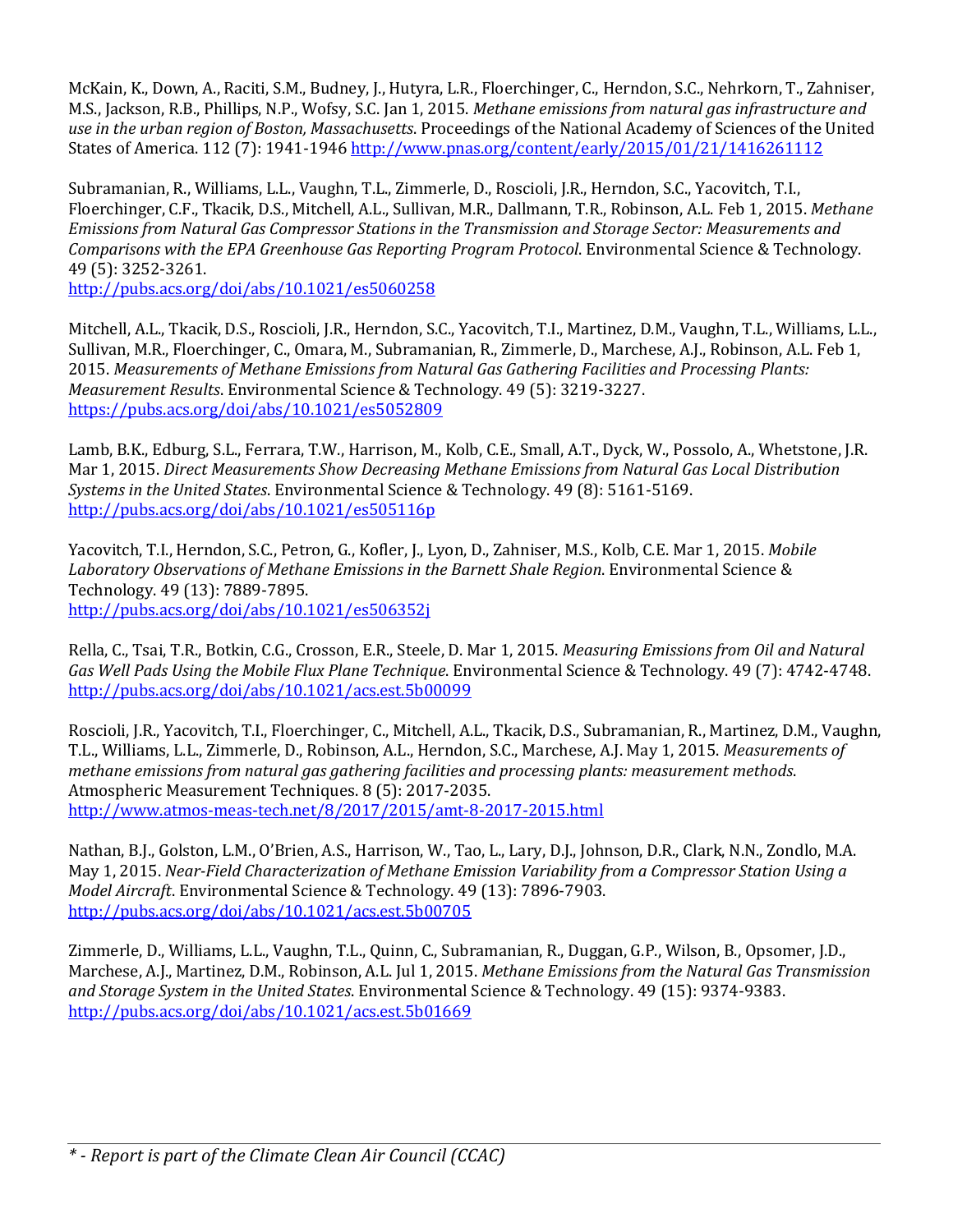McKain, K., Down, A., Raciti, S.M., Budney, J., Hutyra, L.R., Floerchinger, C., Herndon, S.C., Nehrkorn, T., Zahniser, M.S., Jackson, R.B., Phillips, N.P., Wofsy, S.C. Jan 1, 2015. *Methane emissions from natural gas infrastructure and use in the urban region of Boston, Massachusetts*. Proceedings of the National Academy of Sciences of the United States of America. 112 (7): 1941-1946 http://www.pnas.org/content/early/2015/01/21/1416261112

Subramanian, R., Williams, L.L., Vaughn, T.L., Zimmerle, D., Roscioli, J.R., Herndon, S.C., Yacovitch, T.I., Floerchinger, C.F., Tkacik, D.S., Mitchell, A.L., Sullivan, M.R., Dallmann, T.R., Robinson, A.L. Feb 1, 2015. *Methane Emissions from Natural Gas Compressor Stations in the Transmission and Storage Sector: Measurements and Comparisons with the EPA Greenhouse Gas Reporting Program Protocol*. Environmental Science & Technology. 49 (5): 3252-3261.
http://pubs.acs.org/doi/abs/10.1021/es5060258

Mitchell, A.L., Tkacik, D.S., Roscioli, J.R., Herndon, S.C., Yacovitch, T.I., Martinez, D.M., Vaughn, T.L., Williams, L.L., Sullivan, M.R., Floerchinger, C., Omara, M., Subramanian, R., Zimmerle, D., Marchese, A.J., Robinson, A.L. Feb 1, 2015. *Measurements of Methane Emissions from Natural Gas Gathering Facilities and Processing Plants: Measurement Results*. Environmental Science & Technology. 49 (5): 3219-3227.
https://pubs.acs.org/doi/abs/10.1021/es5052809

Lamb, B.K., Edburg, S.L., Ferrara, T.W., Harrison, M., Kolb, C.E., Small, A.T., Dyck, W., Possolo, A., Whetstone, J.R. Mar 1, 2015. *Direct Measurements Show Decreasing Methane Emissions from Natural Gas Local Distribution Systems in the United States*. Environmental Science & Technology. 49 (8): 5161-5169.
http://pubs.acs.org/doi/abs/10.1021/es505116p

Yacovitch, T.I., Herndon, S.C., Petron, G., Kofler, J., Lyon, D., Zahniser, M.S., Kolb, C.E. Mar 1, 2015. *Mobile Laboratory Observations of Methane Emissions in the Barnett Shale Region*. Environmental Science & Technology. 49 (13): 7889-7895.
http://pubs.acs.org/doi/abs/10.1021/es506352j

Rella, C., Tsai, T.R., Botkin, C.G., Crosson, E.R., Steele, D. Mar 1, 2015. *Measuring Emissions from Oil and Natural Gas Well Pads Using the Mobile Flux Plane Technique*. Environmental Science & Technology. 49 (7): 4742-4748.
http://pubs.acs.org/doi/abs/10.1021/acs.est.5b00099

Roscioli, J.R., Yacovitch, T.I., Floerchinger, C., Mitchell, A.L., Tkacik, D.S., Subramanian, R., Martinez, D.M., Vaughn, T.L., Williams, L.L., Zimmerle, D., Robinson, A.L., Herndon, S.C., Marchese, A.J. May 1, 2015. *Measurements of methane emissions from natural gas gathering facilities and processing plants: measurement methods*. Atmospheric Measurement Techniques. 8 (5): 2017-2035.
http://www.atmos-meas-tech.net/8/2017/2015/amt-8-2017-2015.html

Nathan, B.J., Golston, L.M., O'Brien, A.S., Harrison, W., Tao, L., Lary, D.J., Johnson, D.R., Clark, N.N., Zondlo, M.A. May 1, 2015. *Near-Field Characterization of Methane Emission Variability from a Compressor Station Using a Model Aircraft*. Environmental Science & Technology. 49 (13): 7896-7903.
http://pubs.acs.org/doi/abs/10.1021/acs.est.5b00705

Zimmerle, D., Williams, L.L., Vaughn, T.L., Quinn, C., Subramanian, R., Duggan, G.P., Wilson, B., Opsomer, J.D., Marchese, A.J., Martinez, D.M., Robinson, A.L. Jul 1, 2015. *Methane Emissions from the Natural Gas Transmission and Storage System in the United States*. Environmental Science & Technology. 49 (15): 9374-9383.
http://pubs.acs.org/doi/abs/10.1021/acs.est.5b01669

---

*\* - Report is part of the Climate Clean Air Council (CCAC)*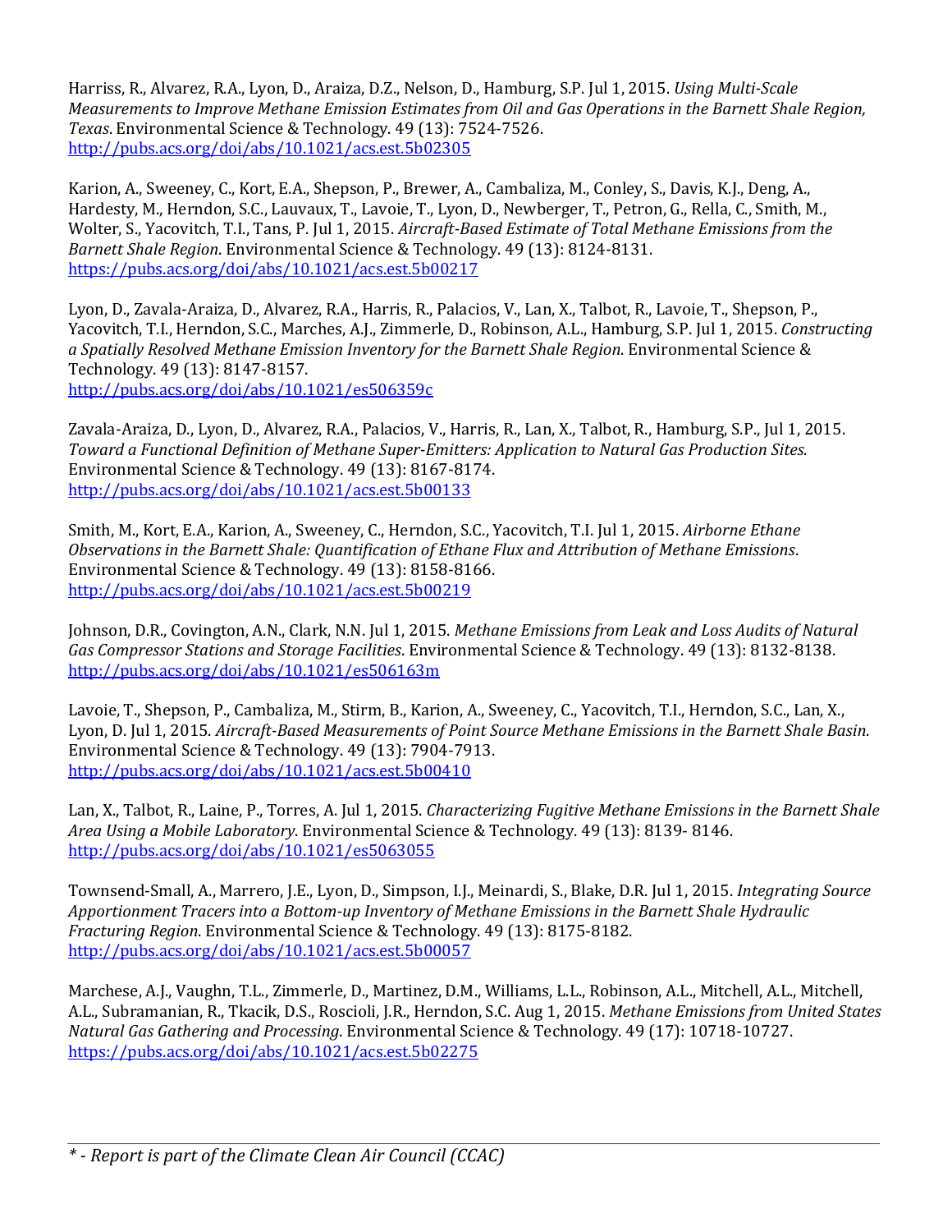Harriss, R., Alvarez, R.A., Lyon, D., Araiza, D.Z., Nelson, D., Hamburg, S.P. Jul 1, 2015. *Using Multi-Scale Measurements to Improve Methane Emission Estimates from Oil and Gas Operations in the Barnett Shale Region, Texas*. Environmental Science & Technology. 49 (13): 7524-7526.
http://pubs.acs.org/doi/abs/10.1021/acs.est.5b02305

Karion, A., Sweeney, C., Kort, E.A., Shepson, P., Brewer, A., Cambaliza, M., Conley, S., Davis, K.J., Deng, A., Hardesty, M., Herndon, S.C., Lauvaux, T., Lavoie, T., Lyon, D., Newberger, T., Petron, G., Rella, C., Smith, M., Wolter, S., Yacovitch, T.I., Tans, P. Jul 1, 2015. *Aircraft-Based Estimate of Total Methane Emissions from the Barnett Shale Region*. Environmental Science & Technology. 49 (13): 8124-8131.
https://pubs.acs.org/doi/abs/10.1021/acs.est.5b00217

Lyon, D., Zavala-Araiza, D., Alvarez, R.A., Harris, R., Palacios, V., Lan, X., Talbot, R., Lavoie, T., Shepson, P., Yacovitch, T.I., Herndon, S.C., Marches, A.J., Zimmerle, D., Robinson, A.L., Hamburg, S.P. Jul 1, 2015. *Constructing a Spatially Resolved Methane Emission Inventory for the Barnett Shale Region*. Environmental Science & Technology. 49 (13): 8147-8157.
http://pubs.acs.org/doi/abs/10.1021/es506359c

Zavala-Araiza, D., Lyon, D., Alvarez, R.A., Palacios, V., Harris, R., Lan, X., Talbot, R., Hamburg, S.P., Jul 1, 2015. *Toward a Functional Definition of Methane Super-Emitters: Application to Natural Gas Production Sites*. Environmental Science & Technology. 49 (13): 8167-8174.
http://pubs.acs.org/doi/abs/10.1021/acs.est.5b00133

Smith, M., Kort, E.A., Karion, A., Sweeney, C., Herndon, S.C., Yacovitch, T.I. Jul 1, 2015. *Airborne Ethane Observations in the Barnett Shale: Quantification of Ethane Flux and Attribution of Methane Emissions*. Environmental Science & Technology. 49 (13): 8158-8166.
http://pubs.acs.org/doi/abs/10.1021/acs.est.5b00219

Johnson, D.R., Covington, A.N., Clark, N.N. Jul 1, 2015. *Methane Emissions from Leak and Loss Audits of Natural Gas Compressor Stations and Storage Facilities*. Environmental Science & Technology. 49 (13): 8132-8138.
http://pubs.acs.org/doi/abs/10.1021/es506163m

Lavoie, T., Shepson, P., Cambaliza, M., Stirm, B., Karion, A., Sweeney, C., Yacovitch, T.I., Herndon, S.C., Lan, X., Lyon, D. Jul 1, 2015. *Aircraft-Based Measurements of Point Source Methane Emissions in the Barnett Shale Basin*. Environmental Science & Technology. 49 (13): 7904-7913.
http://pubs.acs.org/doi/abs/10.1021/acs.est.5b00410

Lan, X., Talbot, R., Laine, P., Torres, A. Jul 1, 2015. *Characterizing Fugitive Methane Emissions in the Barnett Shale Area Using a Mobile Laboratory*. Environmental Science & Technology. 49 (13): 8139- 8146.
http://pubs.acs.org/doi/abs/10.1021/es5063055

Townsend-Small, A., Marrero, J.E., Lyon, D., Simpson, I.J., Meinardi, S., Blake, D.R. Jul 1, 2015. *Integrating Source Apportionment Tracers into a Bottom-up Inventory of Methane Emissions in the Barnett Shale Hydraulic Fracturing Region*. Environmental Science & Technology. 49 (13): 8175-8182.
http://pubs.acs.org/doi/abs/10.1021/acs.est.5b00057

Marchese, A.J., Vaughn, T.L., Zimmerle, D., Martinez, D.M., Williams, L.L., Robinson, A.L., Mitchell, A.L., Mitchell, A.L., Subramanian, R., Tkacik, D.S., Roscioli, J.R., Herndon, S.C. Aug 1, 2015. *Methane Emissions from United States Natural Gas Gathering and Processing*. Environmental Science & Technology. 49 (17): 10718-10727.
https://pubs.acs.org/doi/abs/10.1021/acs.est.5b02275

---

*\* - Report is part of the Climate Clean Air Council (CCAC)*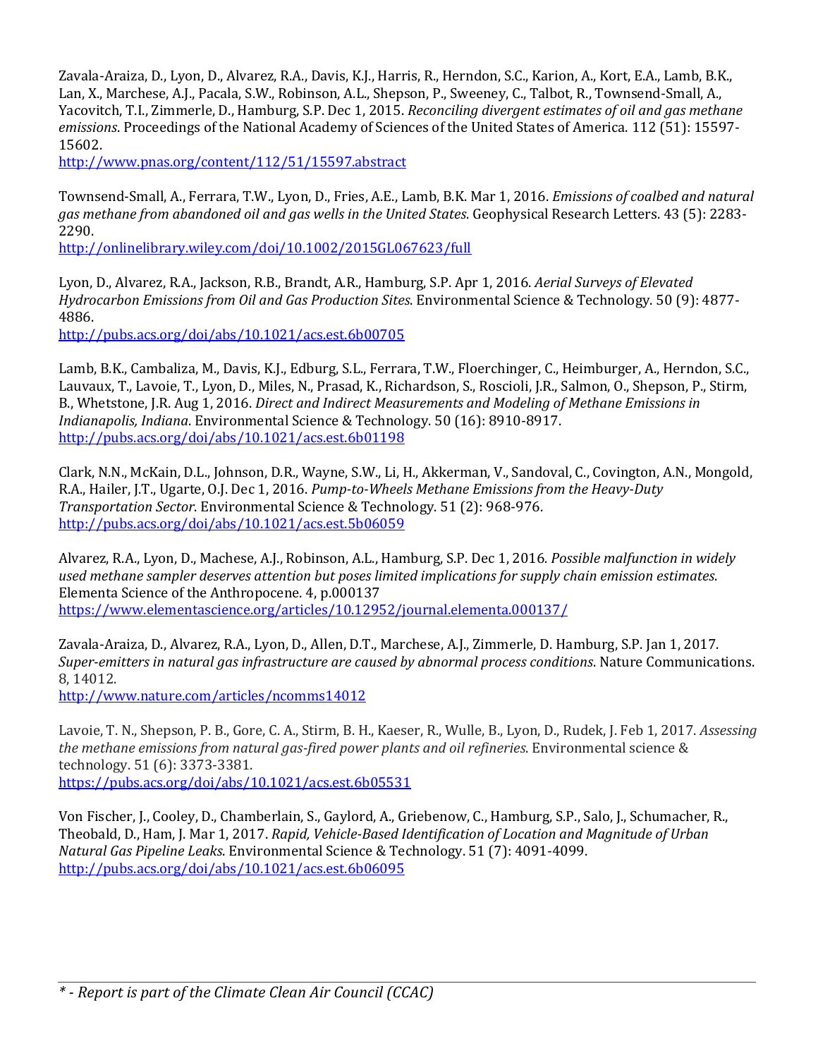Zavala-Araiza, D., Lyon, D., Alvarez, R.A., Davis, K.J., Harris, R., Herndon, S.C., Karion, A., Kort, E.A., Lamb, B.K., Lan, X., Marchese, A.J., Pacala, S.W., Robinson, A.L., Shepson, P., Sweeney, C., Talbot, R., Townsend-Small, A., Yacovitch, T.I., Zimmerle, D., Hamburg, S.P. Dec 1, 2015. *Reconciling divergent estimates of oil and gas methane emissions*. Proceedings of the National Academy of Sciences of the United States of America. 112 (51): 15597-15602.
http://www.pnas.org/content/112/51/15597.abstract

Townsend-Small, A., Ferrara, T.W., Lyon, D., Fries, A.E., Lamb, B.K. Mar 1, 2016. *Emissions of coalbed and natural gas methane from abandoned oil and gas wells in the United States*. Geophysical Research Letters. 43 (5): 2283-2290.
http://onlinelibrary.wiley.com/doi/10.1002/2015GL067623/full

Lyon, D., Alvarez, R.A., Jackson, R.B., Brandt, A.R., Hamburg, S.P. Apr 1, 2016. *Aerial Surveys of Elevated Hydrocarbon Emissions from Oil and Gas Production Sites*. Environmental Science & Technology. 50 (9): 4877-4886.
http://pubs.acs.org/doi/abs/10.1021/acs.est.6b00705

Lamb, B.K., Cambaliza, M., Davis, K.J., Edburg, S.L., Ferrara, T.W., Floerchinger, C., Heimburger, A., Herndon, S.C., Lauvaux, T., Lavoie, T., Lyon, D., Miles, N., Prasad, K., Richardson, S., Roscioli, J.R., Salmon, O., Shepson, P., Stirm, B., Whetstone, J.R. Aug 1, 2016. *Direct and Indirect Measurements and Modeling of Methane Emissions in Indianapolis, Indiana*. Environmental Science & Technology. 50 (16): 8910-8917.
http://pubs.acs.org/doi/abs/10.1021/acs.est.6b01198

Clark, N.N., McKain, D.L., Johnson, D.R., Wayne, S.W., Li, H., Akkerman, V., Sandoval, C., Covington, A.N., Mongold, R.A., Hailer, J.T., Ugarte, O.J. Dec 1, 2016. *Pump-to-Wheels Methane Emissions from the Heavy-Duty Transportation Sector*. Environmental Science & Technology. 51 (2): 968-976.
http://pubs.acs.org/doi/abs/10.1021/acs.est.5b06059

Alvarez, R.A., Lyon, D., Machese, A.J., Robinson, A.L., Hamburg, S.P. Dec 1, 2016. *Possible malfunction in widely used methane sampler deserves attention but poses limited implications for supply chain emission estimates*. Elementa Science of the Anthropocene. 4, p.000137
https://www.elementascience.org/articles/10.12952/journal.elementa.000137/

Zavala-Araiza, D., Alvarez, R.A., Lyon, D., Allen, D.T., Marchese, A.J., Zimmerle, D. Hamburg, S.P. Jan 1, 2017. *Super-emitters in natural gas infrastructure are caused by abnormal process conditions*. Nature Communications. 8, 14012.
http://www.nature.com/articles/ncomms14012

Lavoie, T. N., Shepson, P. B., Gore, C. A., Stirm, B. H., Kaeser, R., Wulle, B., Lyon, D., Rudek, J. Feb 1, 2017. *Assessing the methane emissions from natural gas-fired power plants and oil refineries*. Environmental science & technology. 51 (6): 3373-3381.
https://pubs.acs.org/doi/abs/10.1021/acs.est.6b05531

Von Fischer, J., Cooley, D., Chamberlain, S., Gaylord, A., Griebenow, C., Hamburg, S.P., Salo, J., Schumacher, R., Theobald, D., Ham, J. Mar 1, 2017. *Rapid, Vehicle-Based Identification of Location and Magnitude of Urban Natural Gas Pipeline Leaks*. Environmental Science & Technology. 51 (7): 4091-4099.
http://pubs.acs.org/doi/abs/10.1021/acs.est.6b06095

---

*\* - Report is part of the Climate Clean Air Council (CCAC)*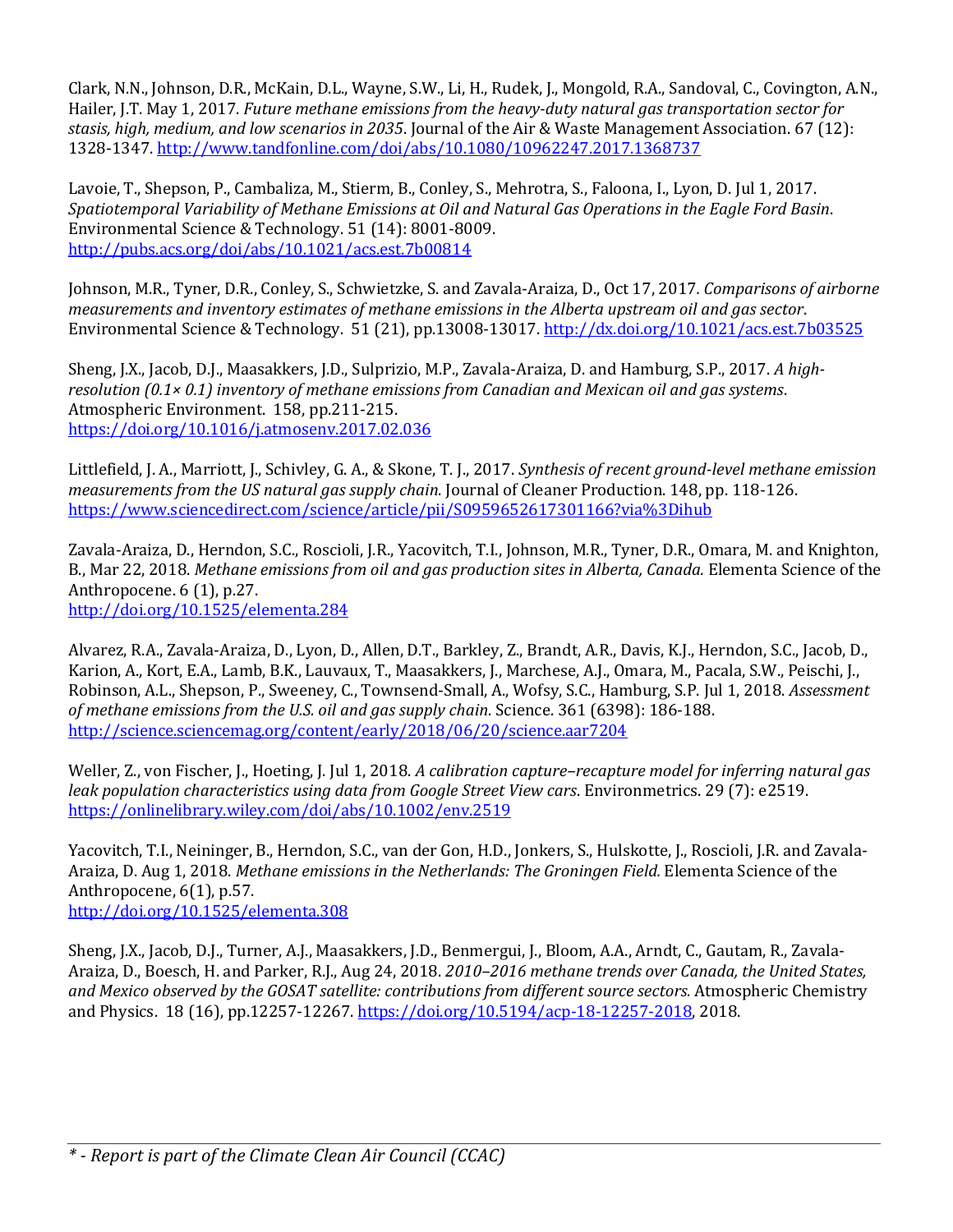Clark, N.N., Johnson, D.R., McKain, D.L., Wayne, S.W., Li, H., Rudek, J., Mongold, R.A., Sandoval, C., Covington, A.N., Hailer, J.T. May 1, 2017. *Future methane emissions from the heavy-duty natural gas transportation sector for stasis, high, medium, and low scenarios in 2035*. Journal of the Air & Waste Management Association. 67 (12): 1328-1347. http://www.tandfonline.com/doi/abs/10.1080/10962247.2017.1368737

Lavoie, T., Shepson, P., Cambaliza, M., Stierm, B., Conley, S., Mehrotra, S., Faloona, I., Lyon, D. Jul 1, 2017. *Spatiotemporal Variability of Methane Emissions at Oil and Natural Gas Operations in the Eagle Ford Basin*. Environmental Science & Technology. 51 (14): 8001-8009. http://pubs.acs.org/doi/abs/10.1021/acs.est.7b00814

Johnson, M.R., Tyner, D.R., Conley, S., Schwietzke, S. and Zavala-Araiza, D., Oct 17, 2017. *Comparisons of airborne measurements and inventory estimates of methane emissions in the Alberta upstream oil and gas sector*. Environmental Science & Technology. 51 (21), pp.13008-13017. http://dx.doi.org/10.1021/acs.est.7b03525

Sheng, J.X., Jacob, D.J., Maasakkers, J.D., Sulprizio, M.P., Zavala-Araiza, D. and Hamburg, S.P., 2017. *A high-resolution (0.1× 0.1) inventory of methane emissions from Canadian and Mexican oil and gas systems*. Atmospheric Environment. 158, pp.211-215. https://doi.org/10.1016/j.atmosenv.2017.02.036

Littlefield, J. A., Marriott, J., Schivley, G. A., & Skone, T. J., 2017. *Synthesis of recent ground-level methane emission measurements from the US natural gas supply chain*. Journal of Cleaner Production. 148, pp. 118-126. https://www.sciencedirect.com/science/article/pii/S0959652617301166?via%3Dihub

Zavala-Araiza, D., Herndon, S.C., Roscioli, J.R., Yacovitch, T.I., Johnson, M.R., Tyner, D.R., Omara, M. and Knighton, B., Mar 22, 2018. *Methane emissions from oil and gas production sites in Alberta, Canada.* Elementa Science of the Anthropocene. 6 (1), p.27. http://doi.org/10.1525/elementa.284

Alvarez, R.A., Zavala-Araiza, D., Lyon, D., Allen, D.T., Barkley, Z., Brandt, A.R., Davis, K.J., Herndon, S.C., Jacob, D., Karion, A., Kort, E.A., Lamb, B.K., Lauvaux, T., Maasakkers, J., Marchese, A.J., Omara, M., Pacala, S.W., Peischi, J., Robinson, A.L., Shepson, P., Sweeney, C., Townsend-Small, A., Wofsy, S.C., Hamburg, S.P. Jul 1, 2018. *Assessment of methane emissions from the U.S. oil and gas supply chain*. Science. 361 (6398): 186-188. http://science.sciencemag.org/content/early/2018/06/20/science.aar7204

Weller, Z., von Fischer, J., Hoeting, J. Jul 1, 2018. *A calibration capture–recapture model for inferring natural gas leak population characteristics using data from Google Street View cars*. Environmetrics. 29 (7): e2519. https://onlinelibrary.wiley.com/doi/abs/10.1002/env.2519

Yacovitch, T.I., Neininger, B., Herndon, S.C., van der Gon, H.D., Jonkers, S., Hulskotte, J., Roscioli, J.R. and Zavala-Araiza, D. Aug 1, 2018. *Methane emissions in the Netherlands: The Groningen Field.* Elementa Science of the Anthropocene, 6(1), p.57. http://doi.org/10.1525/elementa.308

Sheng, J.X., Jacob, D.J., Turner, A.J., Maasakkers, J.D., Benmergui, J., Bloom, A.A., Arndt, C., Gautam, R., Zavala-Araiza, D., Boesch, H. and Parker, R.J., Aug 24, 2018. *2010–2016 methane trends over Canada, the United States, and Mexico observed by the GOSAT satellite: contributions from different source sectors.* Atmospheric Chemistry and Physics. 18 (16), pp.12257-12267. https://doi.org/10.5194/acp-18-12257-2018, 2018.

*\* - Report is part of the Climate Clean Air Council (CCAC)*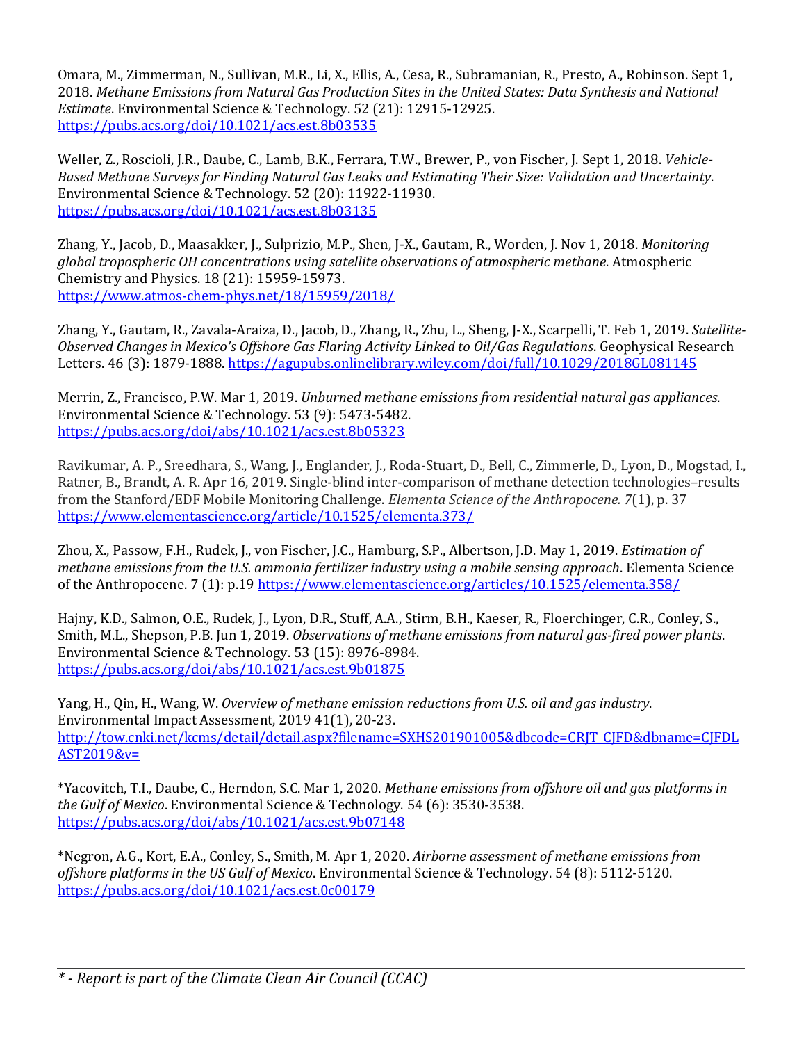Omara, M., Zimmerman, N., Sullivan, M.R., Li, X., Ellis, A., Cesa, R., Subramanian, R., Presto, A., Robinson. Sept 1, 2018. *Methane Emissions from Natural Gas Production Sites in the United States: Data Synthesis and National Estimate*. Environmental Science & Technology. 52 (21): 12915-12925. https://pubs.acs.org/doi/10.1021/acs.est.8b03535

Weller, Z., Roscioli, J.R., Daube, C., Lamb, B.K., Ferrara, T.W., Brewer, P., von Fischer, J. Sept 1, 2018. *Vehicle-Based Methane Surveys for Finding Natural Gas Leaks and Estimating Their Size: Validation and Uncertainty*. Environmental Science & Technology. 52 (20): 11922-11930. https://pubs.acs.org/doi/10.1021/acs.est.8b03135

Zhang, Y., Jacob, D., Maasakker, J., Sulprizio, M.P., Shen, J-X., Gautam, R., Worden, J. Nov 1, 2018. *Monitoring global tropospheric OH concentrations using satellite observations of atmospheric methane*. Atmospheric Chemistry and Physics. 18 (21): 15959-15973. https://www.atmos-chem-phys.net/18/15959/2018/

Zhang, Y., Gautam, R., Zavala-Araiza, D., Jacob, D., Zhang, R., Zhu, L., Sheng, J-X., Scarpelli, T. Feb 1, 2019. *Satellite-Observed Changes in Mexico's Offshore Gas Flaring Activity Linked to Oil/Gas Regulations*. Geophysical Research Letters. 46 (3): 1879-1888. https://agupubs.onlinelibrary.wiley.com/doi/full/10.1029/2018GL081145

Merrin, Z., Francisco, P.W. Mar 1, 2019. *Unburned methane emissions from residential natural gas appliances*. Environmental Science & Technology. 53 (9): 5473-5482. https://pubs.acs.org/doi/abs/10.1021/acs.est.8b05323

Ravikumar, A. P., Sreedhara, S., Wang, J., Englander, J., Roda-Stuart, D., Bell, C., Zimmerle, D., Lyon, D., Mogstad, I., Ratner, B., Brandt, A. R. Apr 16, 2019. Single-blind inter-comparison of methane detection technologies–results from the Stanford/EDF Mobile Monitoring Challenge. *Elementa Science of the Anthropocene. 7*(1), p. 37 https://www.elementascience.org/article/10.1525/elementa.373/

Zhou, X., Passow, F.H., Rudek, J., von Fischer, J.C., Hamburg, S.P., Albertson, J.D. May 1, 2019. *Estimation of methane emissions from the U.S. ammonia fertilizer industry using a mobile sensing approach*. Elementa Science of the Anthropocene. 7 (1): p.19 https://www.elementascience.org/articles/10.1525/elementa.358/

Hajny, K.D., Salmon, O.E., Rudek, J., Lyon, D.R., Stuff, A.A., Stirm, B.H., Kaeser, R., Floerchinger, C.R., Conley, S., Smith, M.L., Shepson, P.B. Jun 1, 2019. *Observations of methane emissions from natural gas-fired power plants*. Environmental Science & Technology. 53 (15): 8976-8984. https://pubs.acs.org/doi/abs/10.1021/acs.est.9b01875

Yang, H., Qin, H., Wang, W. *Overview of methane emission reductions from U.S. oil and gas industry*. Environmental Impact Assessment, 2019 41(1), 20-23. http://tow.cnki.net/kcms/detail/detail.aspx?filename=SXHS201901005&dbcode=CRJT_CJFD&dbname=CJFDLAST2019&v=

*Yacovitch, T.I., Daube, C., Herndon, S.C. Mar 1, 2020. *Methane emissions from offshore oil and gas platforms in the Gulf of Mexico*. Environmental Science & Technology. 54 (6): 3530-3538. https://pubs.acs.org/doi/abs/10.1021/acs.est.9b07148

*Negron, A.G., Kort, E.A., Conley, S., Smith, M. Apr 1, 2020. *Airborne assessment of methane emissions from offshore platforms in the US Gulf of Mexico*. Environmental Science & Technology. 54 (8): 5112-5120. https://pubs.acs.org/doi/abs/10.1021/acs.est.0c00179

---

*\* - Report is part of the Climate Clean Air Council (CCAC)*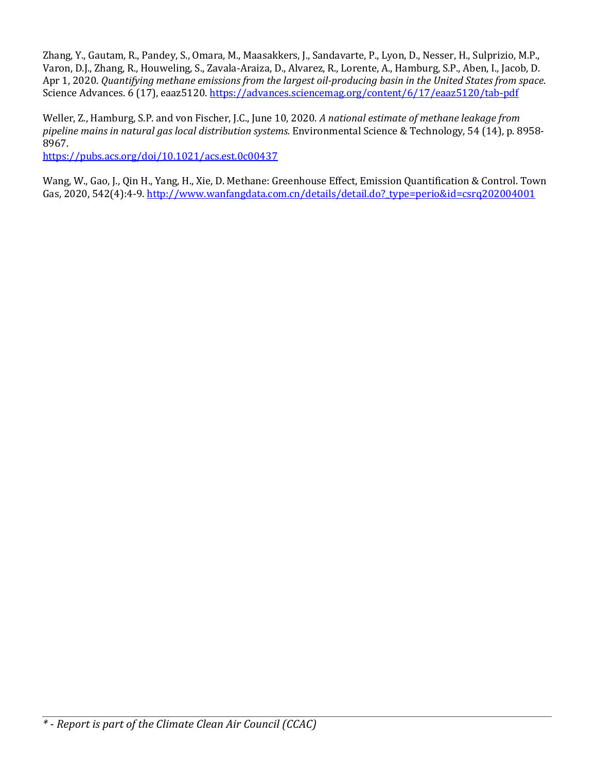Zhang, Y., Gautam, R., Pandey, S., Omara, M., Maasakkers, J., Sandavarte, P., Lyon, D., Nesser, H., Sulprizio, M.P., Varon, D.J., Zhang, R., Houweling, S., Zavala-Araiza, D., Alvarez, R., Lorente, A., Hamburg, S.P., Aben, I., Jacob, D. Apr 1, 2020. *Quantifying methane emissions from the largest oil-producing basin in the United States from space*. Science Advances. 6 (17), eaaz5120. https://advances.sciencemag.org/content/6/17/eaaz5120/tab-pdf

Weller, Z., Hamburg, S.P. and von Fischer, J.C., June 10, 2020. *A national estimate of methane leakage from pipeline mains in natural gas local distribution systems.* Environmental Science & Technology, 54 (14), p. 8958-8967.
https://pubs.acs.org/doi/10.1021/acs.est.0c00437

Wang, W., Gao, J., Qin H., Yang, H., Xie, D. Methane: Greenhouse Effect, Emission Quantification & Control. Town Gas, 2020, 542(4):4-9. http://www.wanfangdata.com.cn/details/detail.do?_type=perio&id=csrq202004001

*\* - Report is part of the Climate Clean Air Council (CCAC)*